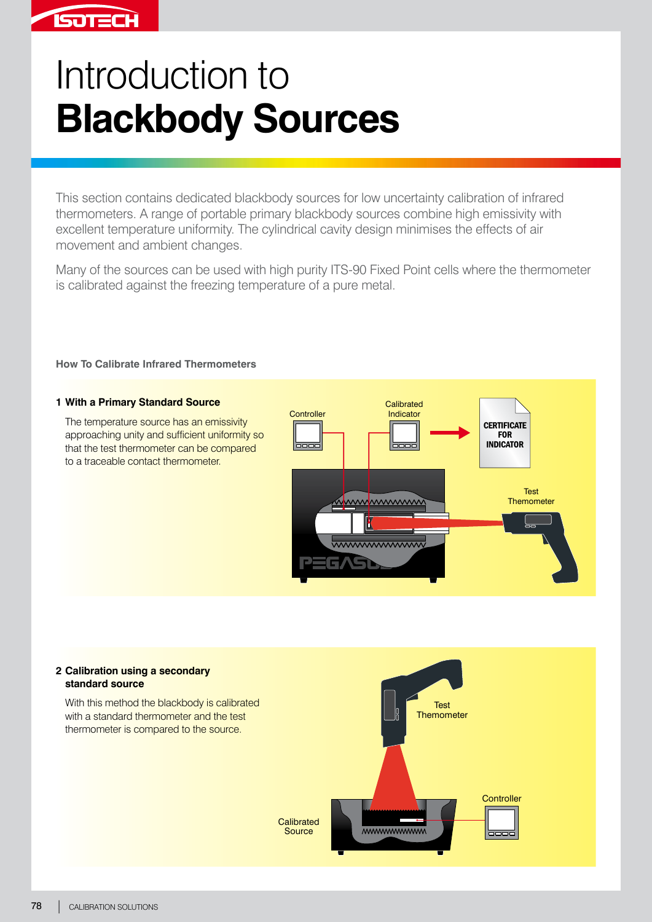# Introduction to **Blackbody Sources**

This section contains dedicated blackbody sources for low uncertainty calibration of infrared thermometers. A range of portable primary blackbody sources combine high emissivity with excellent temperature uniformity. The cylindrical cavity design minimises the effects of air movement and ambient changes.

Many of the sources can be used with high purity ITS-90 Fixed Point cells where the thermometer is calibrated against the freezing temperature of a pure metal.

### How To Calibrate Infrared Thermometers

**1 With a Primary Standard Source**

The temperature source has an emissivity approaching unity and sufficient uniformity so that the test thermometer can be compared to a traceable contact thermometer.

Controller

Calibrated Indicator

CERTIFICATE FOR INDICATOR

Test Thermometer

**2 Calibration using a secondary standard source**

With this method the blackbody is calibrated with a standard thermometer and the test thermometer is compared to the source.

Test Thermometer

Controller

Calibrated Source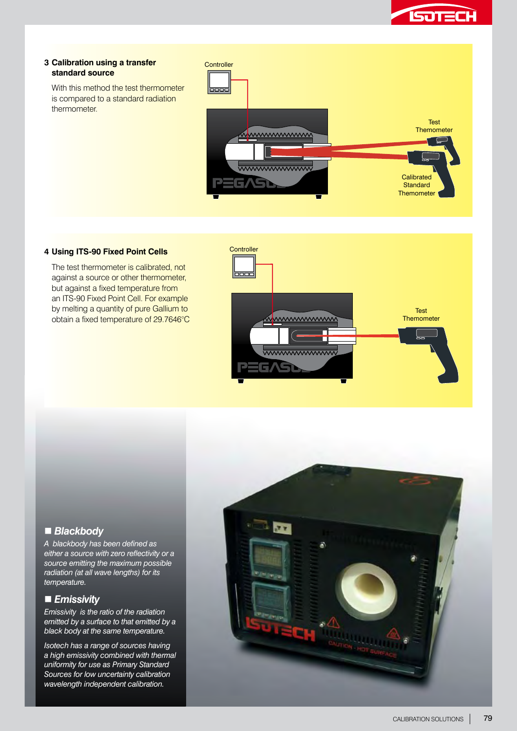## 3 Calibration using a transfer standard source

With this method the test thermometer is compared to a standard radiation thermometer.

Controller

Test Thermometer

Calibrated Standard Thermometer

## 4 Using ITS-90 Fixed Point Cells

The test thermometer is calibrated, not against a source or other thermometer, but against a fixed temperature from an ITS-90 Fixed Point Cell. For example by melting a quantity of pure Gallium to obtain a fixed temperature of 29.7646°C

Controller

Test Thermometer

### Blackbody

*A blackbody has been defined as either a source with zero reflectivity or a source emitting the maximum possible radiation (at all wave lengths) for its temperature.*

### Emissivity

*Emissivity is the ratio of the radiation emitted by a surface to that emitted by a black body at the same temperature.*

*Isotech has a range of sources having a high emissivity combined with thermal uniformity for use as Primary Standard Sources for low uncertainty calibration wavelength independent calibration.*